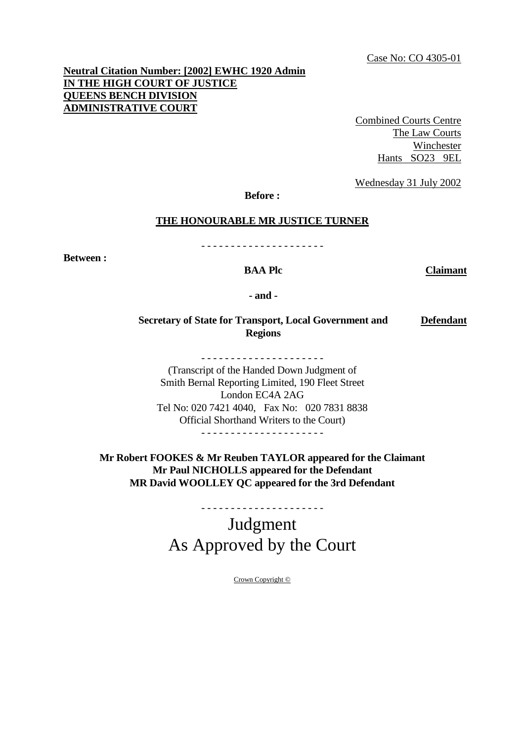Case No: CO 4305-01

**Neutral Citation Number: [2002] EWHC 1920 Admin**
**IN THE HIGH COURT OF JUSTICE**
**QUEENS BENCH DIVISION**
**ADMINISTRATIVE COURT**

Combined Courts Centre
The Law Courts
Winchester
Hants SO23 9EL

Wednesday 31 July 2002

**Before :**

**THE HONOURABLE MR JUSTICE TURNER**

- - - - - - - - - - - - - - - - - - - - -

**Between :**

| | | |
|---|---|---|
| | **BAA Plc** | **Claimant** |
| | **- and -** | |
| | **Secretary of State for Transport, Local Government and Regions** | **Defendant** |

- - - - - - - - - - - - - - - - - - - - -

(Transcript of the Handed Down Judgment of
Smith Bernal Reporting Limited, 190 Fleet Street
London EC4A 2AG
Tel No: 020 7421 4040, Fax No: 020 7831 8838
Official Shorthand Writers to the Court)

- - - - - - - - - - - - - - - - - - - - -

**Mr Robert FOOKES & Mr Reuben TAYLOR appeared for the Claimant**
**Mr Paul NICHOLLS appeared for the Defendant**
**MR David WOOLLEY QC appeared for the 3rd Defendant**

- - - - - - - - - - - - - - - - - - - - -

# Judgment
# As Approved by the Court

Crown Copyright ©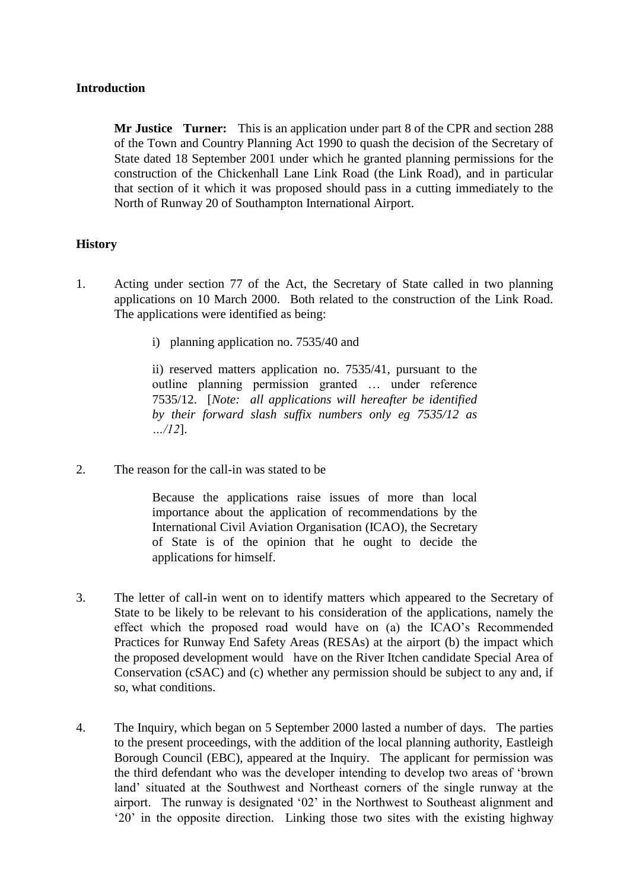## Introduction

**Mr Justice Turner:** This is an application under part 8 of the CPR and section 288 of the Town and Country Planning Act 1990 to quash the decision of the Secretary of State dated 18 September 2001 under which he granted planning permissions for the construction of the Chickenhall Lane Link Road (the Link Road), and in particular that section of it which it was proposed should pass in a cutting immediately to the North of Runway 20 of Southampton International Airport.

## History

1. Acting under section 77 of the Act, the Secretary of State called in two planning applications on 10 March 2000. Both related to the construction of the Link Road. The applications were identified as being:

   i) planning application no. 7535/40 and

   ii) reserved matters application no. 7535/41, pursuant to the outline planning permission granted … under reference 7535/12. [*Note: all applications will hereafter be identified by their forward slash suffix numbers only eg 7535/12 as …/12*].

2. The reason for the call-in was stated to be

   > Because the applications raise issues of more than local importance about the application of recommendations by the International Civil Aviation Organisation (ICAO), the Secretary of State is of the opinion that he ought to decide the applications for himself.

3. The letter of call-in went on to identify matters which appeared to the Secretary of State to be likely to be relevant to his consideration of the applications, namely the effect which the proposed road would have on (a) the ICAO's Recommended Practices for Runway End Safety Areas (RESAs) at the airport (b) the impact which the proposed development would have on the River Itchen candidate Special Area of Conservation (cSAC) and (c) whether any permission should be subject to any and, if so, what conditions.

4. The Inquiry, which began on 5 September 2000 lasted a number of days. The parties to the present proceedings, with the addition of the local planning authority, Eastleigh Borough Council (EBC), appeared at the Inquiry. The applicant for permission was the third defendant who was the developer intending to develop two areas of 'brown land' situated at the Southwest and Northeast corners of the single runway at the airport. The runway is designated '02' in the Northwest to Southeast alignment and '20' in the opposite direction. Linking those two sites with the existing highway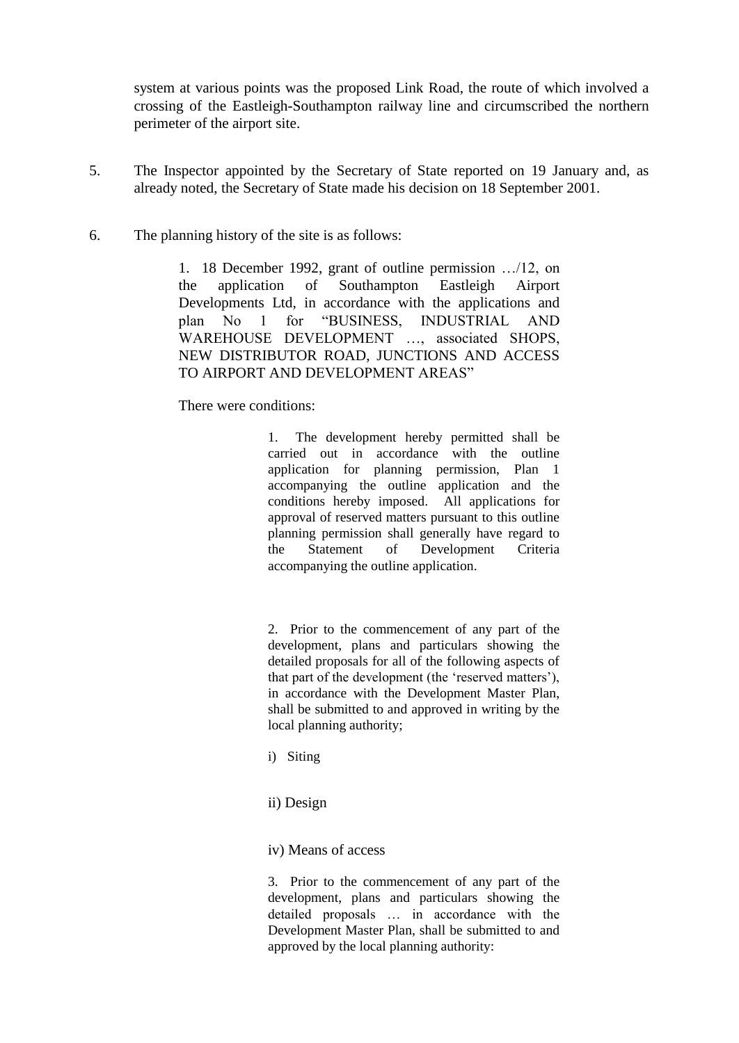system at various points was the proposed Link Road, the route of which involved a crossing of the Eastleigh-Southampton railway line and circumscribed the northern perimeter of the airport site.

5. The Inspector appointed by the Secretary of State reported on 19 January and, as already noted, the Secretary of State made his decision on 18 September 2001.

6. The planning history of the site is as follows:

> 1. 18 December 1992, grant of outline permission …/12, on the application of Southampton Eastleigh Airport Developments Ltd, in accordance with the applications and plan No 1 for "BUSINESS, INDUSTRIAL AND WAREHOUSE DEVELOPMENT …, associated SHOPS, NEW DISTRIBUTOR ROAD, JUNCTIONS AND ACCESS TO AIRPORT AND DEVELOPMENT AREAS"
>
> There were conditions:
>
> > 1. The development hereby permitted shall be carried out in accordance with the outline application for planning permission, Plan 1 accompanying the outline application and the conditions hereby imposed. All applications for approval of reserved matters pursuant to this outline planning permission shall generally have regard to the Statement of Development Criteria accompanying the outline application.
> >
> > 2. Prior to the commencement of any part of the development, plans and particulars showing the detailed proposals for all of the following aspects of that part of the development (the 'reserved matters'), in accordance with the Development Master Plan, shall be submitted to and approved in writing by the local planning authority;
> >
> > i) Siting
> >
> > ii) Design
> >
> > iv) Means of access
> >
> > 3. Prior to the commencement of any part of the development, plans and particulars showing the detailed proposals … in accordance with the Development Master Plan, shall be submitted to and approved by the local planning authority: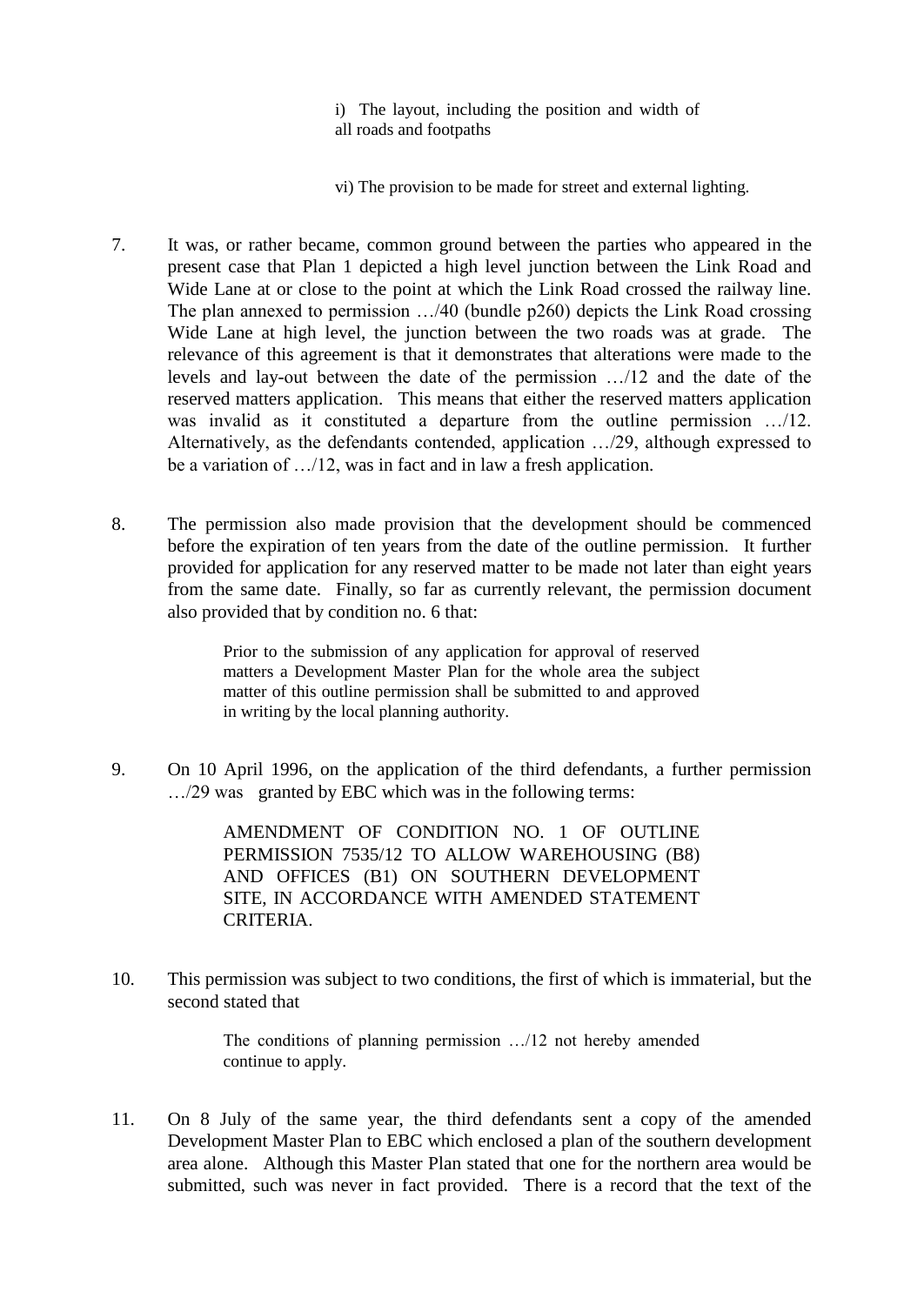> i) The layout, including the position and width of all roads and footpaths
>
> vi) The provision to be made for street and external lighting.

7. It was, or rather became, common ground between the parties who appeared in the present case that Plan 1 depicted a high level junction between the Link Road and Wide Lane at or close to the point at which the Link Road crossed the railway line. The plan annexed to permission …/40 (bundle p260) depicts the Link Road crossing Wide Lane at high level, the junction between the two roads was at grade. The relevance of this agreement is that it demonstrates that alterations were made to the levels and lay-out between the date of the permission …/12 and the date of the reserved matters application. This means that either the reserved matters application was invalid as it constituted a departure from the outline permission …/12. Alternatively, as the defendants contended, application …/29, although expressed to be a variation of …/12, was in fact and in law a fresh application.

8. The permission also made provision that the development should be commenced before the expiration of ten years from the date of the outline permission. It further provided for application for any reserved matter to be made not later than eight years from the same date. Finally, so far as currently relevant, the permission document also provided that by condition no. 6 that:

> Prior to the submission of any application for approval of reserved matters a Development Master Plan for the whole area the subject matter of this outline permission shall be submitted to and approved in writing by the local planning authority.

9. On 10 April 1996, on the application of the third defendants, a further permission …/29 was granted by EBC which was in the following terms:

> AMENDMENT OF CONDITION NO. 1 OF OUTLINE PERMISSION 7535/12 TO ALLOW WAREHOUSING (B8) AND OFFICES (B1) ON SOUTHERN DEVELOPMENT SITE, IN ACCORDANCE WITH AMENDED STATEMENT CRITERIA.

10. This permission was subject to two conditions, the first of which is immaterial, but the second stated that

> The conditions of planning permission …/12 not hereby amended continue to apply.

11. On 8 July of the same year, the third defendants sent a copy of the amended Development Master Plan to EBC which enclosed a plan of the southern development area alone. Although this Master Plan stated that one for the northern area would be submitted, such was never in fact provided. There is a record that the text of the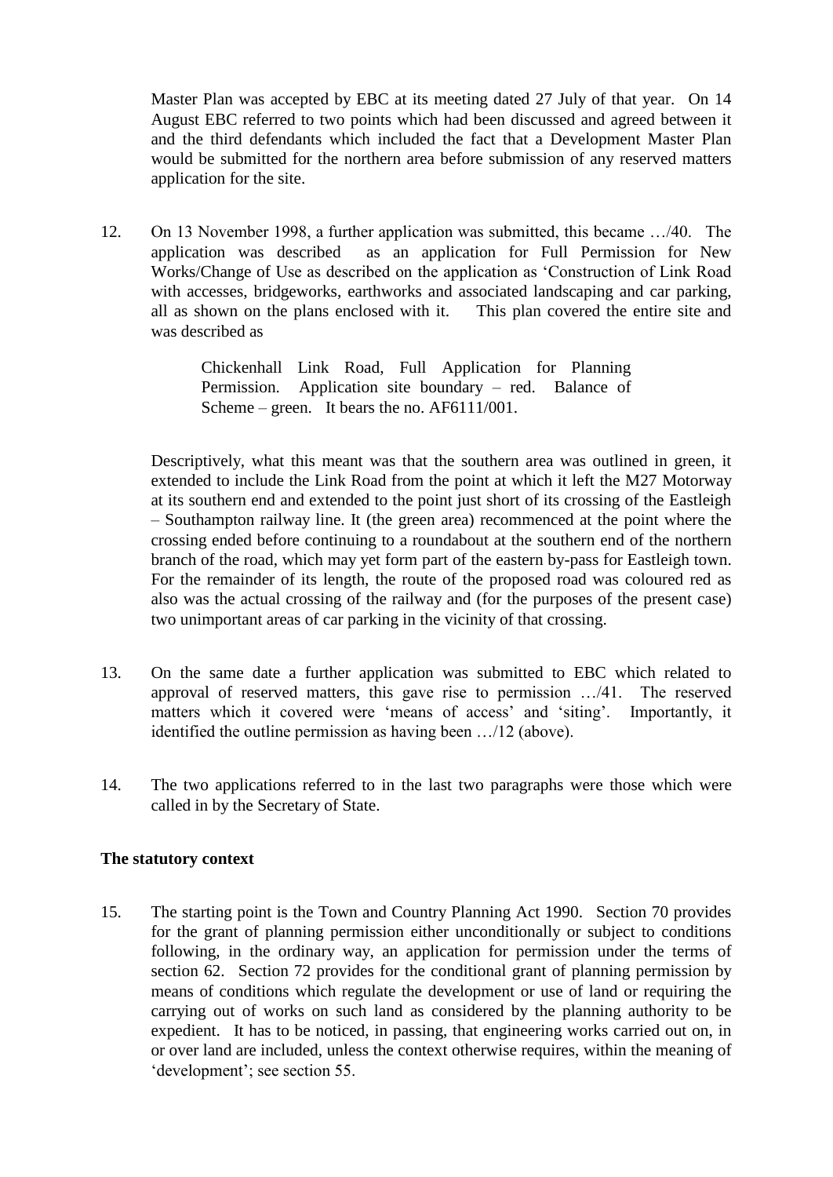Master Plan was accepted by EBC at its meeting dated 27 July of that year. On 14 August EBC referred to two points which had been discussed and agreed between it and the third defendants which included the fact that a Development Master Plan would be submitted for the northern area before submission of any reserved matters application for the site.

12. On 13 November 1998, a further application was submitted, this became …/40. The application was described as an application for Full Permission for New Works/Change of Use as described on the application as 'Construction of Link Road with accesses, bridgeworks, earthworks and associated landscaping and car parking, all as shown on the plans enclosed with it. This plan covered the entire site and was described as

> Chickenhall Link Road, Full Application for Planning Permission. Application site boundary – red. Balance of Scheme – green. It bears the no. AF6111/001.

Descriptively, what this meant was that the southern area was outlined in green, it extended to include the Link Road from the point at which it left the M27 Motorway at its southern end and extended to the point just short of its crossing of the Eastleigh – Southampton railway line. It (the green area) recommenced at the point where the crossing ended before continuing to a roundabout at the southern end of the northern branch of the road, which may yet form part of the eastern by-pass for Eastleigh town. For the remainder of its length, the route of the proposed road was coloured red as also was the actual crossing of the railway and (for the purposes of the present case) two unimportant areas of car parking in the vicinity of that crossing.

13. On the same date a further application was submitted to EBC which related to approval of reserved matters, this gave rise to permission …/41. The reserved matters which it covered were 'means of access' and 'siting'. Importantly, it identified the outline permission as having been …/12 (above).

14. The two applications referred to in the last two paragraphs were those which were called in by the Secretary of State.

**The statutory context**

15. The starting point is the Town and Country Planning Act 1990. Section 70 provides for the grant of planning permission either unconditionally or subject to conditions following, in the ordinary way, an application for permission under the terms of section 62. Section 72 provides for the conditional grant of planning permission by means of conditions which regulate the development or use of land or requiring the carrying out of works on such land as considered by the planning authority to be expedient. It has to be noticed, in passing, that engineering works carried out on, in or over land are included, unless the context otherwise requires, within the meaning of 'development'; see section 55.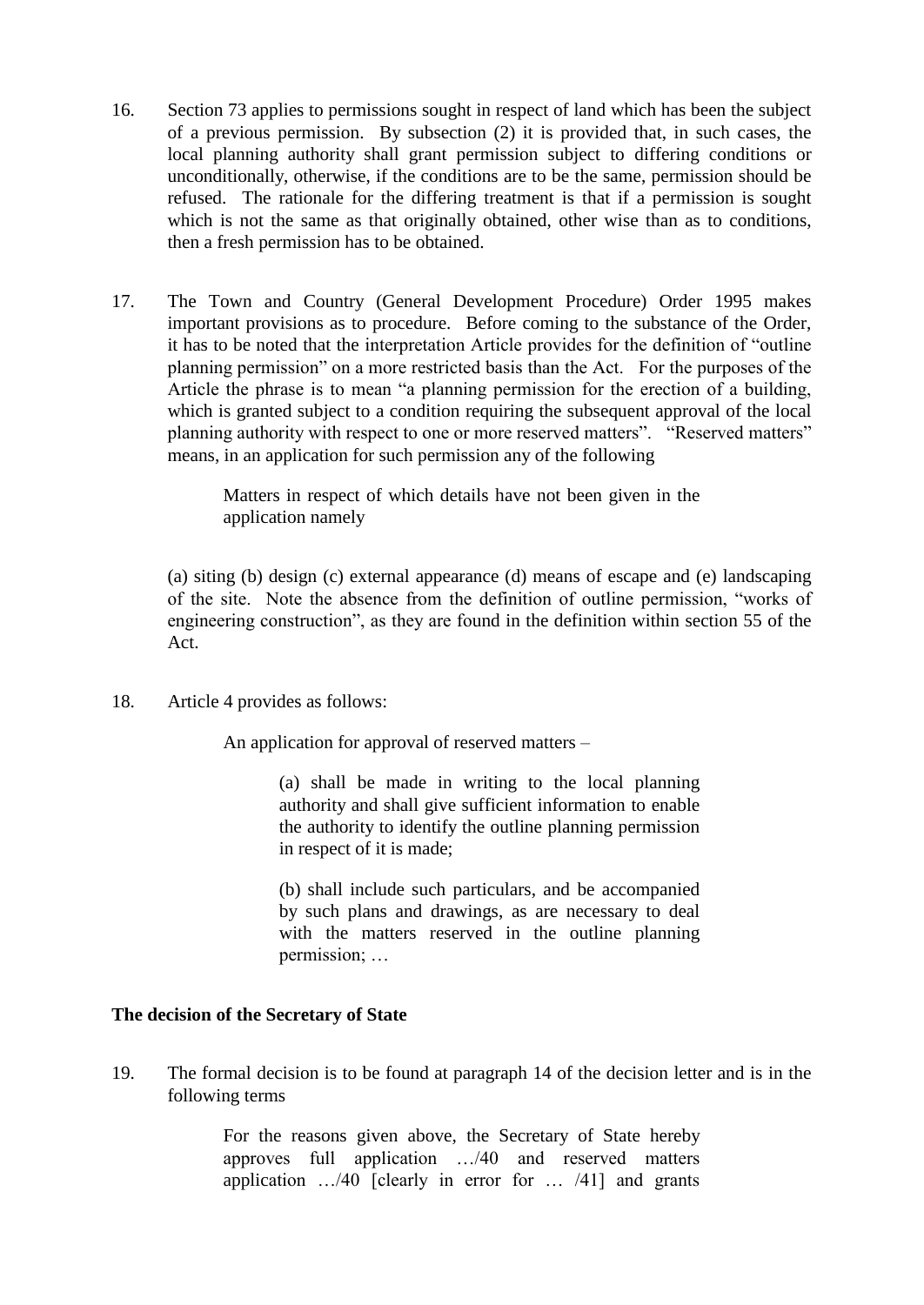16. Section 73 applies to permissions sought in respect of land which has been the subject of a previous permission. By subsection (2) it is provided that, in such cases, the local planning authority shall grant permission subject to differing conditions or unconditionally, otherwise, if the conditions are to be the same, permission should be refused. The rationale for the differing treatment is that if a permission is sought which is not the same as that originally obtained, other wise than as to conditions, then a fresh permission has to be obtained.

17. The Town and Country (General Development Procedure) Order 1995 makes important provisions as to procedure. Before coming to the substance of the Order, it has to be noted that the interpretation Article provides for the definition of "outline planning permission" on a more restricted basis than the Act. For the purposes of the Article the phrase is to mean "a planning permission for the erection of a building, which is granted subject to a condition requiring the subsequent approval of the local planning authority with respect to one or more reserved matters". "Reserved matters" means, in an application for such permission any of the following

> Matters in respect of which details have not been given in the application namely

(a) siting (b) design (c) external appearance (d) means of escape and (e) landscaping of the site. Note the absence from the definition of outline permission, "works of engineering construction", as they are found in the definition within section 55 of the Act.

18. Article 4 provides as follows:

> An application for approval of reserved matters –
>
> > (a) shall be made in writing to the local planning authority and shall give sufficient information to enable the authority to identify the outline planning permission in respect of it is made;
> >
> > (b) shall include such particulars, and be accompanied by such plans and drawings, as are necessary to deal with the matters reserved in the outline planning permission; …

**The decision of the Secretary of State**

19. The formal decision is to be found at paragraph 14 of the decision letter and is in the following terms

> For the reasons given above, the Secretary of State hereby approves full application …/40 and reserved matters application …/40 [clearly in error for … /41] and grants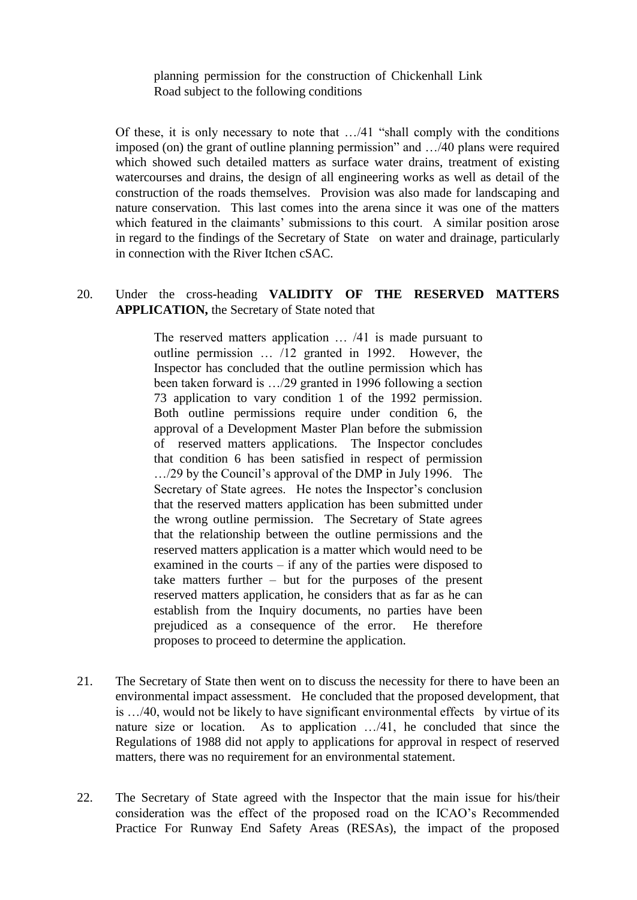> planning permission for the construction of Chickenhall Link Road subject to the following conditions

Of these, it is only necessary to note that …/41 "shall comply with the conditions imposed (on) the grant of outline planning permission" and …/40 plans were required which showed such detailed matters as surface water drains, treatment of existing watercourses and drains, the design of all engineering works as well as detail of the construction of the roads themselves. Provision was also made for landscaping and nature conservation. This last comes into the arena since it was one of the matters which featured in the claimants' submissions to this court. A similar position arose in regard to the findings of the Secretary of State on water and drainage, particularly in connection with the River Itchen cSAC.

20. Under the cross-heading **VALIDITY OF THE RESERVED MATTERS APPLICATION,** the Secretary of State noted that

> The reserved matters application … /41 is made pursuant to outline permission … /12 granted in 1992. However, the Inspector has concluded that the outline permission which has been taken forward is …/29 granted in 1996 following a section 73 application to vary condition 1 of the 1992 permission. Both outline permissions require under condition 6, the approval of a Development Master Plan before the submission of reserved matters applications. The Inspector concludes that condition 6 has been satisfied in respect of permission …/29 by the Council's approval of the DMP in July 1996. The Secretary of State agrees. He notes the Inspector's conclusion that the reserved matters application has been submitted under the wrong outline permission. The Secretary of State agrees that the relationship between the outline permissions and the reserved matters application is a matter which would need to be examined in the courts – if any of the parties were disposed to take matters further – but for the purposes of the present reserved matters application, he considers that as far as he can establish from the Inquiry documents, no parties have been prejudiced as a consequence of the error. He therefore proposes to proceed to determine the application.

21. The Secretary of State then went on to discuss the necessity for there to have been an environmental impact assessment. He concluded that the proposed development, that is …/40, would not be likely to have significant environmental effects by virtue of its nature size or location. As to application …/41, he concluded that since the Regulations of 1988 did not apply to applications for approval in respect of reserved matters, there was no requirement for an environmental statement.

22. The Secretary of State agreed with the Inspector that the main issue for his/their consideration was the effect of the proposed road on the ICAO's Recommended Practice For Runway End Safety Areas (RESAs), the impact of the proposed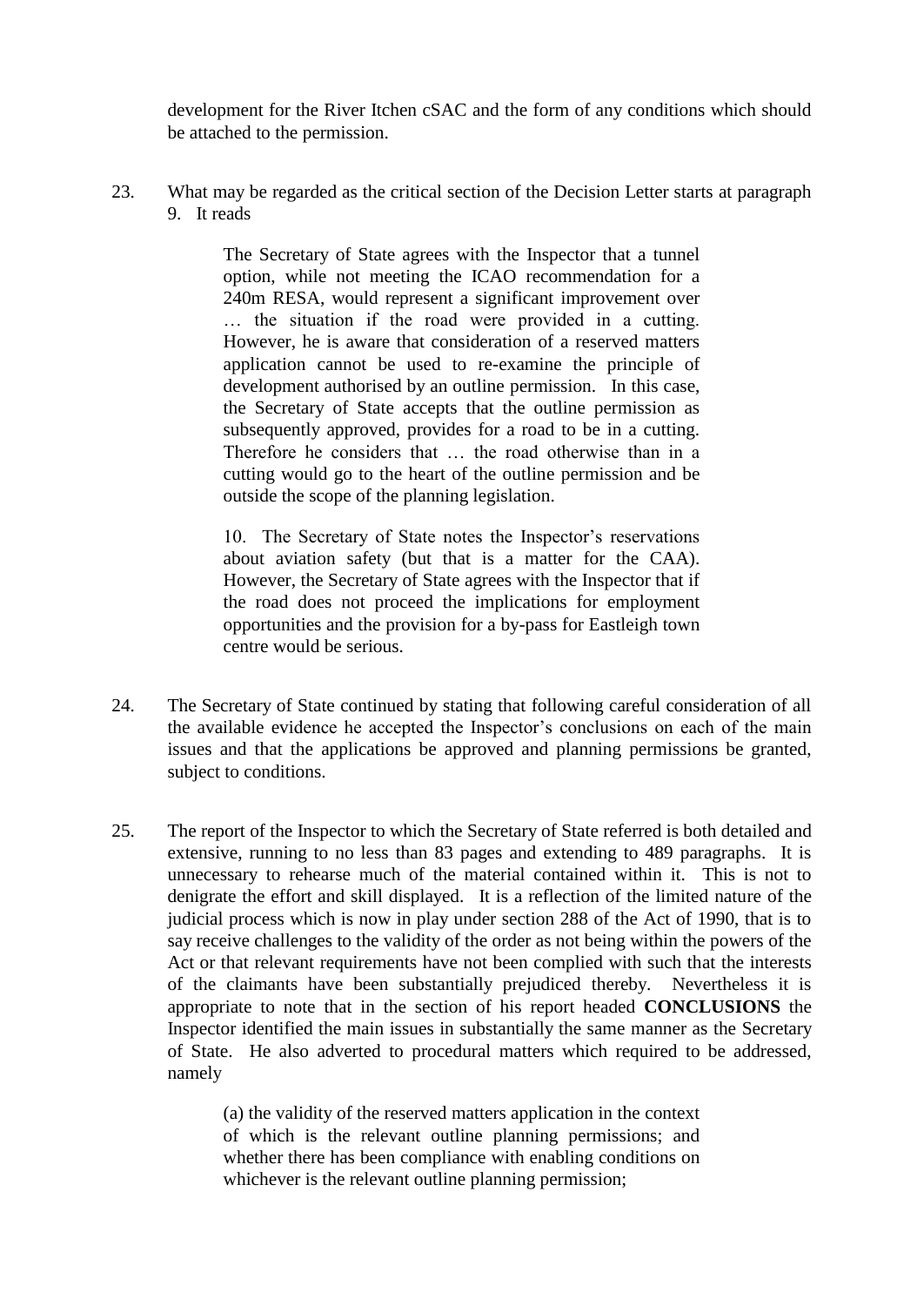development for the River Itchen cSAC and the form of any conditions which should be attached to the permission.

23. What may be regarded as the critical section of the Decision Letter starts at paragraph 9. It reads

> The Secretary of State agrees with the Inspector that a tunnel option, while not meeting the ICAO recommendation for a 240m RESA, would represent a significant improvement over … the situation if the road were provided in a cutting. However, he is aware that consideration of a reserved matters application cannot be used to re-examine the principle of development authorised by an outline permission. In this case, the Secretary of State accepts that the outline permission as subsequently approved, provides for a road to be in a cutting. Therefore he considers that … the road otherwise than in a cutting would go to the heart of the outline permission and be outside the scope of the planning legislation.
>
> 10. The Secretary of State notes the Inspector's reservations about aviation safety (but that is a matter for the CAA). However, the Secretary of State agrees with the Inspector that if the road does not proceed the implications for employment opportunities and the provision for a by-pass for Eastleigh town centre would be serious.

24. The Secretary of State continued by stating that following careful consideration of all the available evidence he accepted the Inspector's conclusions on each of the main issues and that the applications be approved and planning permissions be granted, subject to conditions.

25. The report of the Inspector to which the Secretary of State referred is both detailed and extensive, running to no less than 83 pages and extending to 489 paragraphs. It is unnecessary to rehearse much of the material contained within it. This is not to denigrate the effort and skill displayed. It is a reflection of the limited nature of the judicial process which is now in play under section 288 of the Act of 1990, that is to say receive challenges to the validity of the order as not being within the powers of the Act or that relevant requirements have not been complied with such that the interests of the claimants have been substantially prejudiced thereby. Nevertheless it is appropriate to note that in the section of his report headed **CONCLUSIONS** the Inspector identified the main issues in substantially the same manner as the Secretary of State. He also adverted to procedural matters which required to be addressed, namely

> (a) the validity of the reserved matters application in the context of which is the relevant outline planning permissions; and whether there has been compliance with enabling conditions on whichever is the relevant outline planning permission;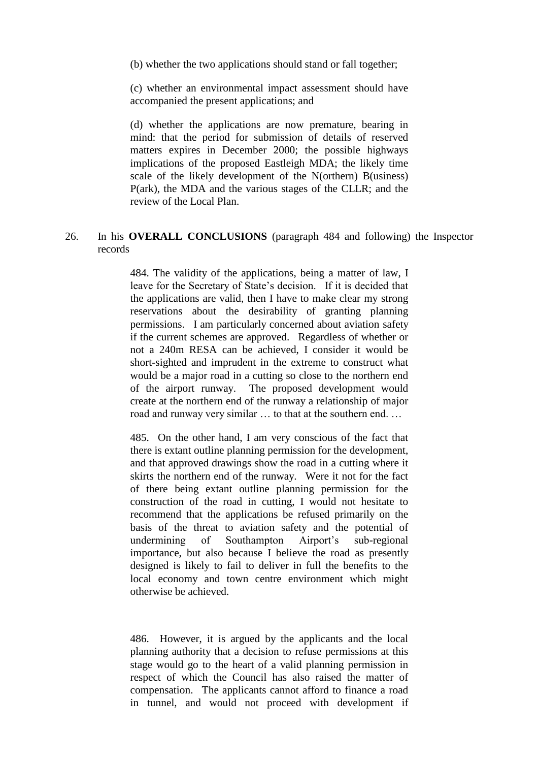> (b) whether the two applications should stand or fall together;
>
> (c) whether an environmental impact assessment should have accompanied the present applications; and
>
> (d) whether the applications are now premature, bearing in mind: that the period for submission of details of reserved matters expires in December 2000; the possible highways implications of the proposed Eastleigh MDA; the likely time scale of the likely development of the N(orthern) B(usiness) P(ark), the MDA and the various stages of the CLLR; and the review of the Local Plan.

26. In his **OVERALL CONCLUSIONS** (paragraph 484 and following) the Inspector records

> 484. The validity of the applications, being a matter of law, I leave for the Secretary of State's decision. If it is decided that the applications are valid, then I have to make clear my strong reservations about the desirability of granting planning permissions. I am particularly concerned about aviation safety if the current schemes are approved. Regardless of whether or not a 240m RESA can be achieved, I consider it would be short-sighted and imprudent in the extreme to construct what would be a major road in a cutting so close to the northern end of the airport runway. The proposed development would create at the northern end of the runway a relationship of major road and runway very similar … to that at the southern end. …
>
> 485. On the other hand, I am very conscious of the fact that there is extant outline planning permission for the development, and that approved drawings show the road in a cutting where it skirts the northern end of the runway. Were it not for the fact of there being extant outline planning permission for the construction of the road in cutting, I would not hesitate to recommend that the applications be refused primarily on the basis of the threat to aviation safety and the potential of undermining of Southampton Airport's sub-regional importance, but also because I believe the road as presently designed is likely to fail to deliver in full the benefits to the local economy and town centre environment which might otherwise be achieved.
>
> 486. However, it is argued by the applicants and the local planning authority that a decision to refuse permissions at this stage would go to the heart of a valid planning permission in respect of which the Council has also raised the matter of compensation. The applicants cannot afford to finance a road in tunnel, and would not proceed with development if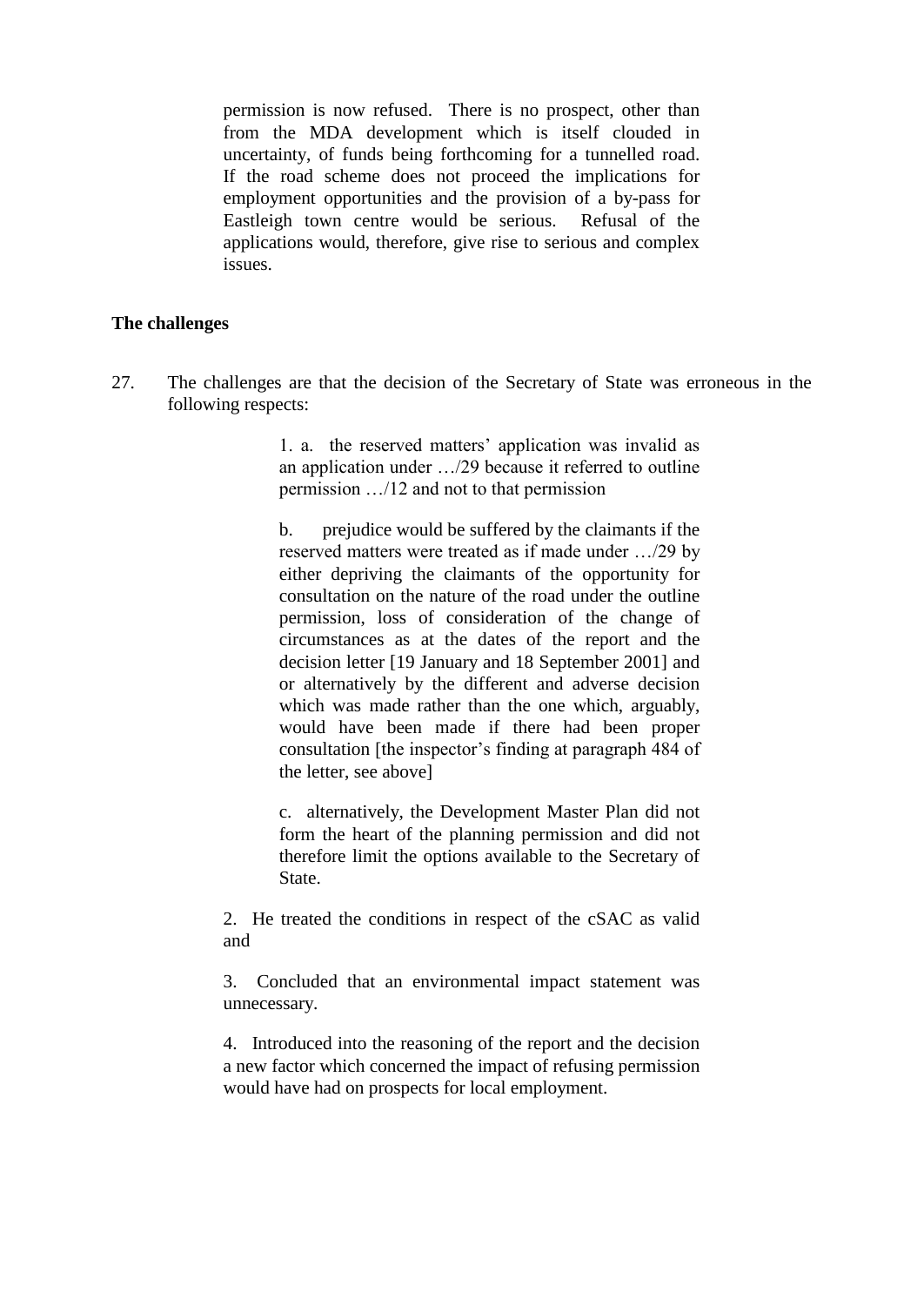permission is now refused. There is no prospect, other than from the MDA development which is itself clouded in uncertainty, of funds being forthcoming for a tunnelled road. If the road scheme does not proceed the implications for employment opportunities and the provision of a by-pass for Eastleigh town centre would be serious. Refusal of the applications would, therefore, give rise to serious and complex issues.

**The challenges**

27. The challenges are that the decision of the Secretary of State was erroneous in the following respects:

> 1. a. the reserved matters' application was invalid as an application under …/29 because it referred to outline permission …/12 and not to that permission
>
> b. prejudice would be suffered by the claimants if the reserved matters were treated as if made under …/29 by either depriving the claimants of the opportunity for consultation on the nature of the road under the outline permission, loss of consideration of the change of circumstances as at the dates of the report and the decision letter [19 January and 18 September 2001] and or alternatively by the different and adverse decision which was made rather than the one which, arguably, would have been made if there had been proper consultation [the inspector's finding at paragraph 484 of the letter, see above]
>
> c. alternatively, the Development Master Plan did not form the heart of the planning permission and did not therefore limit the options available to the Secretary of State.

2. He treated the conditions in respect of the cSAC as valid and

3. Concluded that an environmental impact statement was unnecessary.

4. Introduced into the reasoning of the report and the decision a new factor which concerned the impact of refusing permission would have had on prospects for local employment.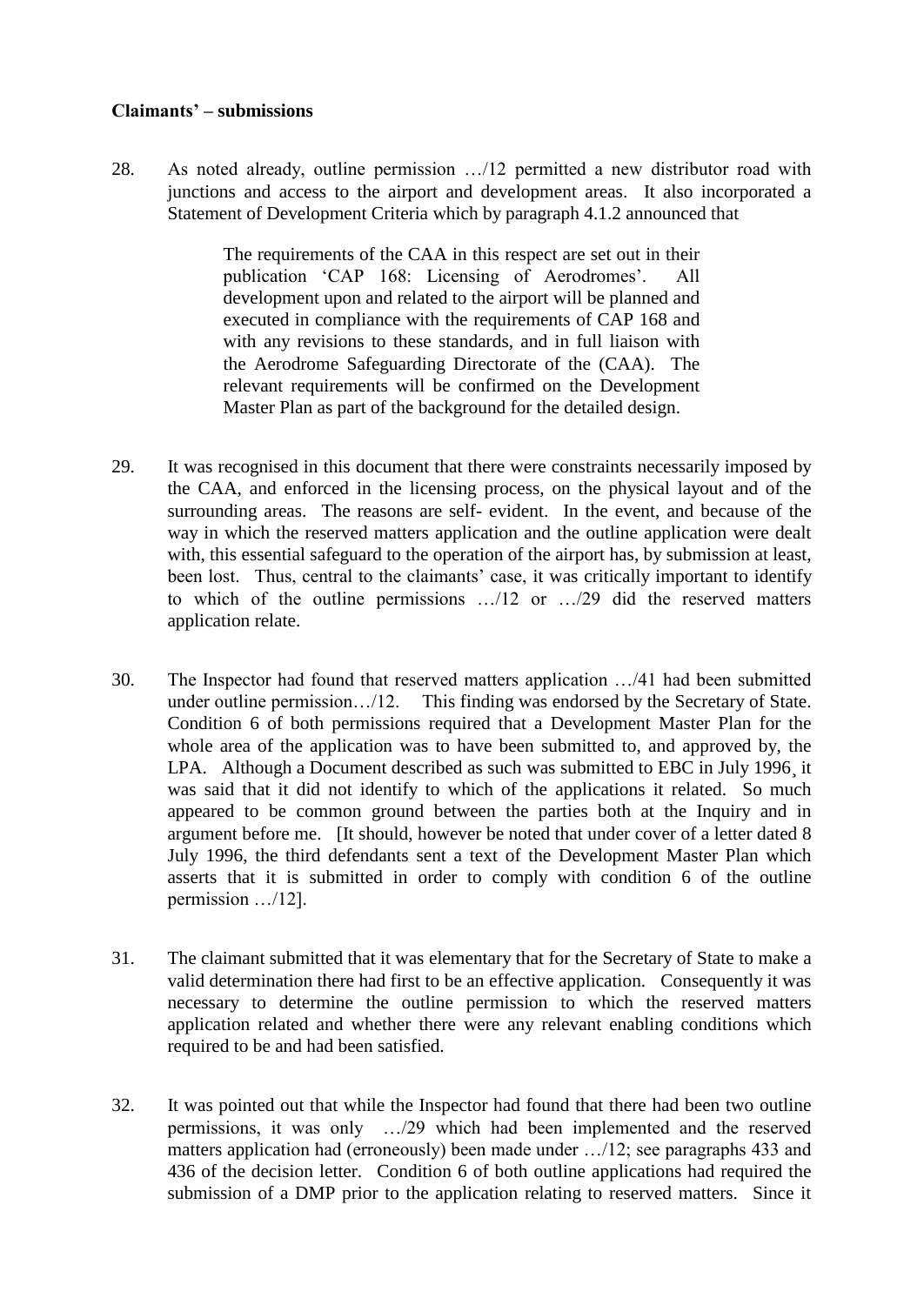**Claimants' – submissions**

28. As noted already, outline permission …/12 permitted a new distributor road with junctions and access to the airport and development areas. It also incorporated a Statement of Development Criteria which by paragraph 4.1.2 announced that

> The requirements of the CAA in this respect are set out in their publication 'CAP 168: Licensing of Aerodromes'. All development upon and related to the airport will be planned and executed in compliance with the requirements of CAP 168 and with any revisions to these standards, and in full liaison with the Aerodrome Safeguarding Directorate of the (CAA). The relevant requirements will be confirmed on the Development Master Plan as part of the background for the detailed design.

29. It was recognised in this document that there were constraints necessarily imposed by the CAA, and enforced in the licensing process, on the physical layout and of the surrounding areas. The reasons are self- evident. In the event, and because of the way in which the reserved matters application and the outline application were dealt with, this essential safeguard to the operation of the airport has, by submission at least, been lost. Thus, central to the claimants' case, it was critically important to identify to which of the outline permissions …/12 or …/29 did the reserved matters application relate.

30. The Inspector had found that reserved matters application …/41 had been submitted under outline permission…/12. This finding was endorsed by the Secretary of State. Condition 6 of both permissions required that a Development Master Plan for the whole area of the application was to have been submitted to, and approved by, the LPA. Although a Document described as such was submitted to EBC in July 1996¸ it was said that it did not identify to which of the applications it related. So much appeared to be common ground between the parties both at the Inquiry and in argument before me. [It should, however be noted that under cover of a letter dated 8 July 1996, the third defendants sent a text of the Development Master Plan which asserts that it is submitted in order to comply with condition 6 of the outline permission …/12].

31. The claimant submitted that it was elementary that for the Secretary of State to make a valid determination there had first to be an effective application. Consequently it was necessary to determine the outline permission to which the reserved matters application related and whether there were any relevant enabling conditions which required to be and had been satisfied.

32. It was pointed out that while the Inspector had found that there had been two outline permissions, it was only …/29 which had been implemented and the reserved matters application had (erroneously) been made under …/12; see paragraphs 433 and 436 of the decision letter. Condition 6 of both outline applications had required the submission of a DMP prior to the application relating to reserved matters. Since it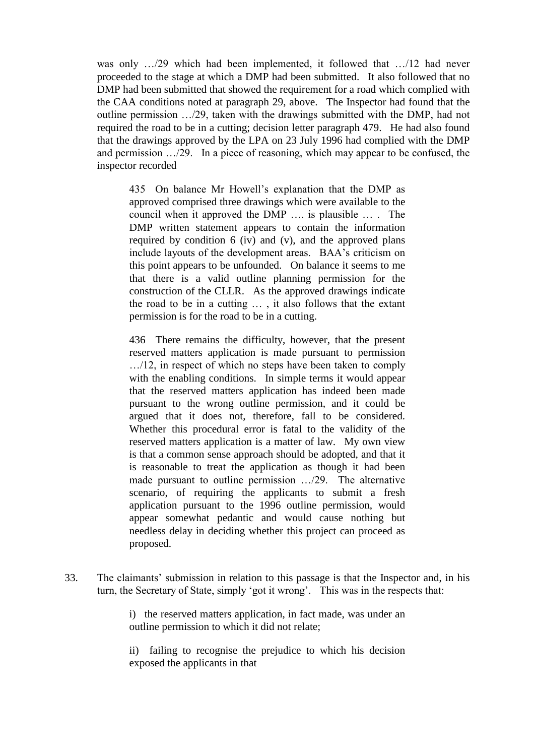was only …/29 which had been implemented, it followed that …/12 had never proceeded to the stage at which a DMP had been submitted. It also followed that no DMP had been submitted that showed the requirement for a road which complied with the CAA conditions noted at paragraph 29, above. The Inspector had found that the outline permission …/29, taken with the drawings submitted with the DMP, had not required the road to be in a cutting; decision letter paragraph 479. He had also found that the drawings approved by the LPA on 23 July 1996 had complied with the DMP and permission …/29. In a piece of reasoning, which may appear to be confused, the inspector recorded

> 435 On balance Mr Howell's explanation that the DMP as approved comprised three drawings which were available to the council when it approved the DMP …. is plausible … . The DMP written statement appears to contain the information required by condition 6 (iv) and (v), and the approved plans include layouts of the development areas. BAA's criticism on this point appears to be unfounded. On balance it seems to me that there is a valid outline planning permission for the construction of the CLLR. As the approved drawings indicate the road to be in a cutting … , it also follows that the extant permission is for the road to be in a cutting.
>
> 436 There remains the difficulty, however, that the present reserved matters application is made pursuant to permission …/12, in respect of which no steps have been taken to comply with the enabling conditions. In simple terms it would appear that the reserved matters application has indeed been made pursuant to the wrong outline permission, and it could be argued that it does not, therefore, fall to be considered. Whether this procedural error is fatal to the validity of the reserved matters application is a matter of law. My own view is that a common sense approach should be adopted, and that it is reasonable to treat the application as though it had been made pursuant to outline permission …/29. The alternative scenario, of requiring the applicants to submit a fresh application pursuant to the 1996 outline permission, would appear somewhat pedantic and would cause nothing but needless delay in deciding whether this project can proceed as proposed.

33. The claimants' submission in relation to this passage is that the Inspector and, in his turn, the Secretary of State, simply 'got it wrong'. This was in the respects that:

> i) the reserved matters application, in fact made, was under an outline permission to which it did not relate;
>
> ii) failing to recognise the prejudice to which his decision exposed the applicants in that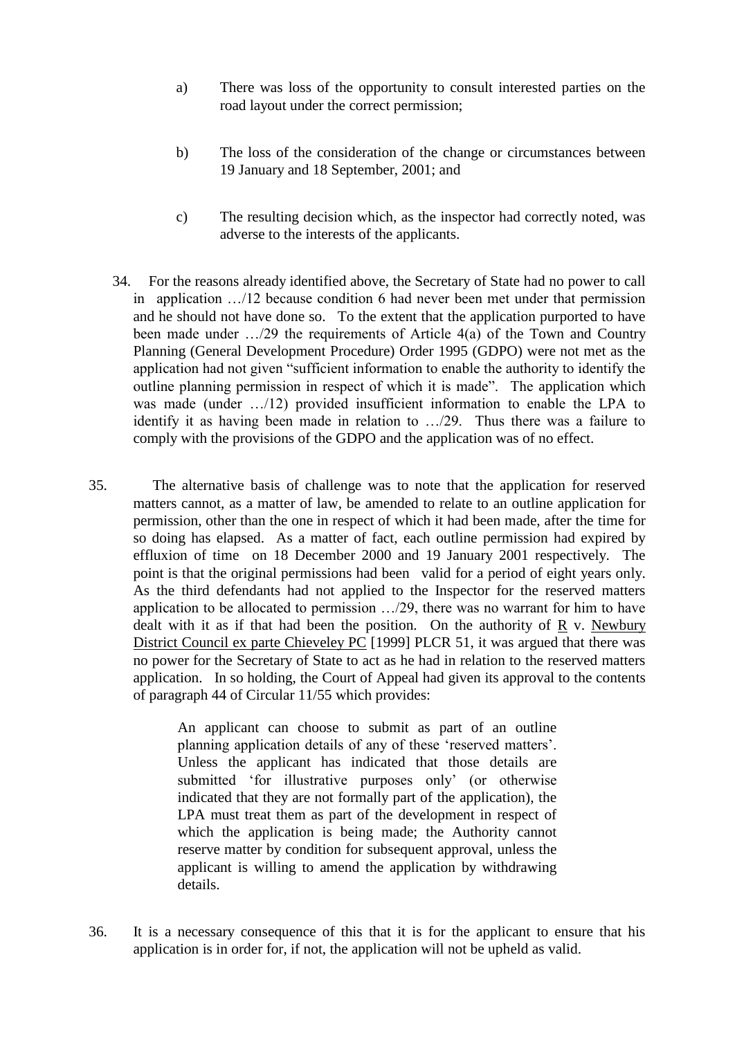a) There was loss of the opportunity to consult interested parties on the road layout under the correct permission;

b) The loss of the consideration of the change or circumstances between 19 January and 18 September, 2001; and

c) The resulting decision which, as the inspector had correctly noted, was adverse to the interests of the applicants.

34. For the reasons already identified above, the Secretary of State had no power to call in application …/12 because condition 6 had never been met under that permission and he should not have done so. To the extent that the application purported to have been made under …/29 the requirements of Article 4(a) of the Town and Country Planning (General Development Procedure) Order 1995 (GDPO) were not met as the application had not given "sufficient information to enable the authority to identify the outline planning permission in respect of which it is made". The application which was made (under …/12) provided insufficient information to enable the LPA to identify it as having been made in relation to …/29. Thus there was a failure to comply with the provisions of the GDPO and the application was of no effect.

35. The alternative basis of challenge was to note that the application for reserved matters cannot, as a matter of law, be amended to relate to an outline application for permission, other than the one in respect of which it had been made, after the time for so doing has elapsed. As a matter of fact, each outline permission had expired by effluxion of time on 18 December 2000 and 19 January 2001 respectively. The point is that the original permissions had been valid for a period of eight years only. As the third defendants had not applied to the Inspector for the reserved matters application to be allocated to permission …/29, there was no warrant for him to have dealt with it as if that had been the position. On the authority of R v. Newbury District Council ex parte Chieveley PC [1999] PLCR 51, it was argued that there was no power for the Secretary of State to act as he had in relation to the reserved matters application. In so holding, the Court of Appeal had given its approval to the contents of paragraph 44 of Circular 11/55 which provides:

> An applicant can choose to submit as part of an outline planning application details of any of these 'reserved matters'. Unless the applicant has indicated that those details are submitted 'for illustrative purposes only' (or otherwise indicated that they are not formally part of the application), the LPA must treat them as part of the development in respect of which the application is being made; the Authority cannot reserve matter by condition for subsequent approval, unless the applicant is willing to amend the application by withdrawing details.

36. It is a necessary consequence of this that it is for the applicant to ensure that his application is in order for, if not, the application will not be upheld as valid.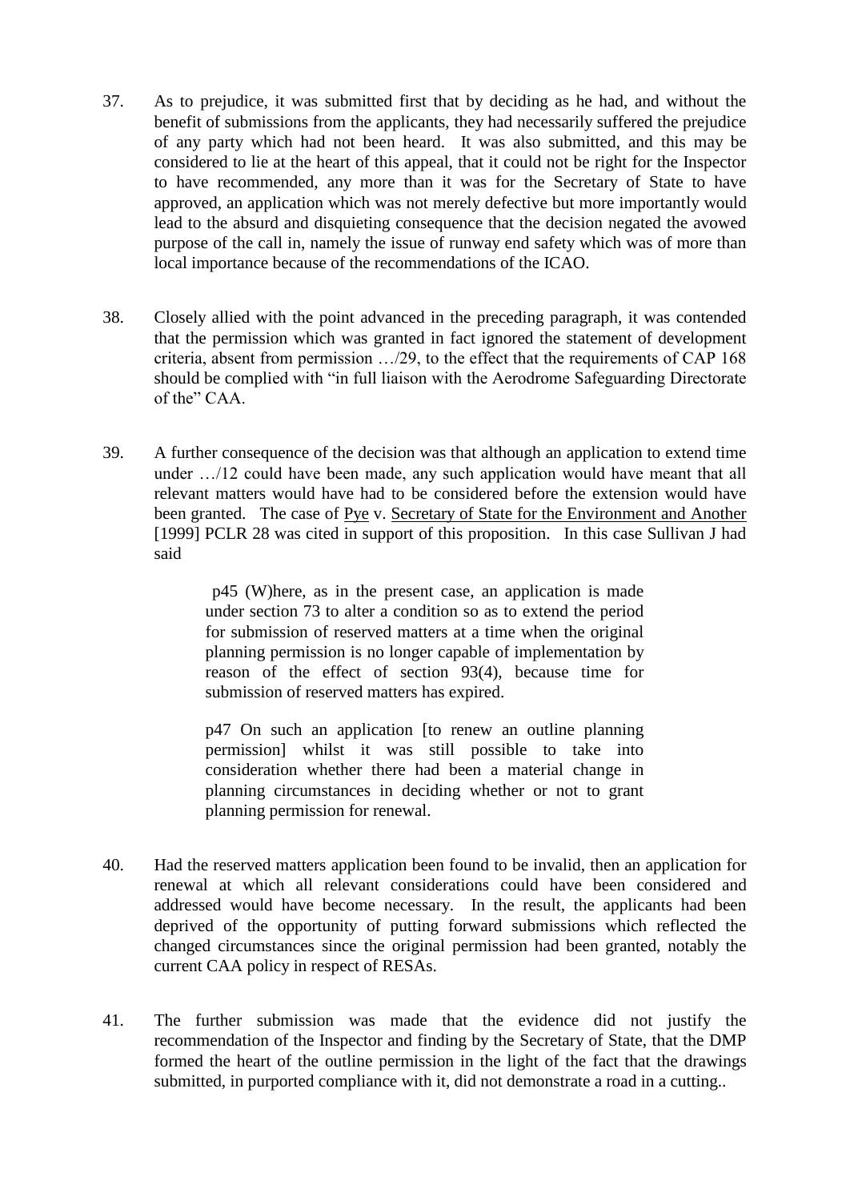37. As to prejudice, it was submitted first that by deciding as he had, and without the benefit of submissions from the applicants, they had necessarily suffered the prejudice of any party which had not been heard. It was also submitted, and this may be considered to lie at the heart of this appeal, that it could not be right for the Inspector to have recommended, any more than it was for the Secretary of State to have approved, an application which was not merely defective but more importantly would lead to the absurd and disquieting consequence that the decision negated the avowed purpose of the call in, namely the issue of runway end safety which was of more than local importance because of the recommendations of the ICAO.

38. Closely allied with the point advanced in the preceding paragraph, it was contended that the permission which was granted in fact ignored the statement of development criteria, absent from permission …/29, to the effect that the requirements of CAP 168 should be complied with "in full liaison with the Aerodrome Safeguarding Directorate of the" CAA.

39. A further consequence of the decision was that although an application to extend time under …/12 could have been made, any such application would have meant that all relevant matters would have had to be considered before the extension would have been granted. The case of Pye v. Secretary of State for the Environment and Another [1999] PCLR 28 was cited in support of this proposition. In this case Sullivan J had said

> p45 (W)here, as in the present case, an application is made under section 73 to alter a condition so as to extend the period for submission of reserved matters at a time when the original planning permission is no longer capable of implementation by reason of the effect of section 93(4), because time for submission of reserved matters has expired.
>
> p47 On such an application [to renew an outline planning permission] whilst it was still possible to take into consideration whether there had been a material change in planning circumstances in deciding whether or not to grant planning permission for renewal.

40. Had the reserved matters application been found to be invalid, then an application for renewal at which all relevant considerations could have been considered and addressed would have become necessary. In the result, the applicants had been deprived of the opportunity of putting forward submissions which reflected the changed circumstances since the original permission had been granted, notably the current CAA policy in respect of RESAs.

41. The further submission was made that the evidence did not justify the recommendation of the Inspector and finding by the Secretary of State, that the DMP formed the heart of the outline permission in the light of the fact that the drawings submitted, in purported compliance with it, did not demonstrate a road in a cutting..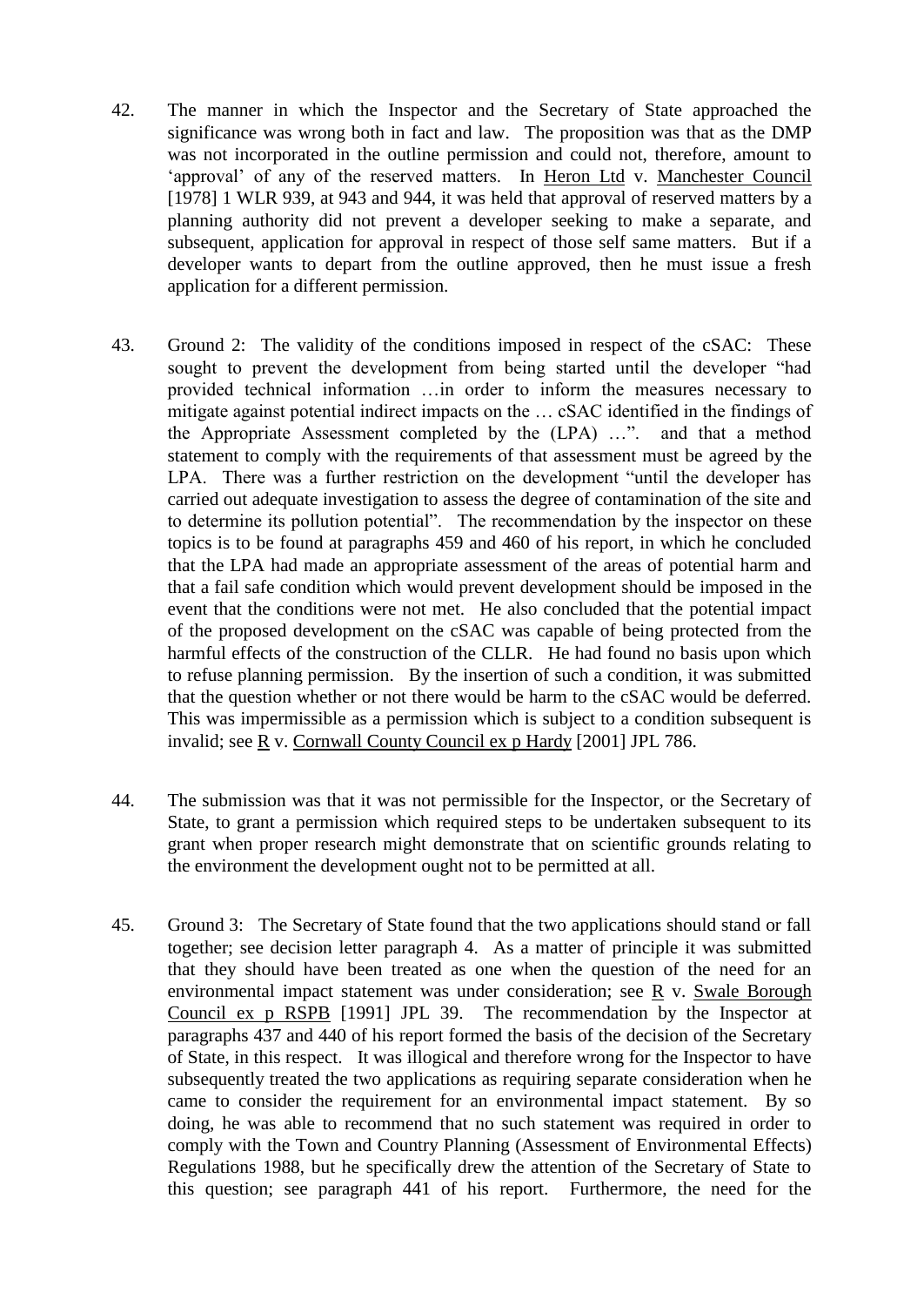42. The manner in which the Inspector and the Secretary of State approached the significance was wrong both in fact and law. The proposition was that as the DMP was not incorporated in the outline permission and could not, therefore, amount to 'approval' of any of the reserved matters. In Heron Ltd v. Manchester Council [1978] 1 WLR 939, at 943 and 944, it was held that approval of reserved matters by a planning authority did not prevent a developer seeking to make a separate, and subsequent, application for approval in respect of those self same matters. But if a developer wants to depart from the outline approved, then he must issue a fresh application for a different permission.

43. Ground 2: The validity of the conditions imposed in respect of the cSAC: These sought to prevent the development from being started until the developer "had provided technical information …in order to inform the measures necessary to mitigate against potential indirect impacts on the … cSAC identified in the findings of the Appropriate Assessment completed by the (LPA) …". and that a method statement to comply with the requirements of that assessment must be agreed by the LPA. There was a further restriction on the development "until the developer has carried out adequate investigation to assess the degree of contamination of the site and to determine its pollution potential". The recommendation by the inspector on these topics is to be found at paragraphs 459 and 460 of his report, in which he concluded that the LPA had made an appropriate assessment of the areas of potential harm and that a fail safe condition which would prevent development should be imposed in the event that the conditions were not met. He also concluded that the potential impact of the proposed development on the cSAC was capable of being protected from the harmful effects of the construction of the CLLR. He had found no basis upon which to refuse planning permission. By the insertion of such a condition, it was submitted that the question whether or not there would be harm to the cSAC would be deferred. This was impermissible as a permission which is subject to a condition subsequent is invalid; see R v. Cornwall County Council ex p Hardy [2001] JPL 786.

44. The submission was that it was not permissible for the Inspector, or the Secretary of State, to grant a permission which required steps to be undertaken subsequent to its grant when proper research might demonstrate that on scientific grounds relating to the environment the development ought not to be permitted at all.

45. Ground 3: The Secretary of State found that the two applications should stand or fall together; see decision letter paragraph 4. As a matter of principle it was submitted that they should have been treated as one when the question of the need for an environmental impact statement was under consideration; see R v. Swale Borough Council ex p RSPB [1991] JPL 39. The recommendation by the Inspector at paragraphs 437 and 440 of his report formed the basis of the decision of the Secretary of State, in this respect. It was illogical and therefore wrong for the Inspector to have subsequently treated the two applications as requiring separate consideration when he came to consider the requirement for an environmental impact statement. By so doing, he was able to recommend that no such statement was required in order to comply with the Town and Country Planning (Assessment of Environmental Effects) Regulations 1988, but he specifically drew the attention of the Secretary of State to this question; see paragraph 441 of his report. Furthermore, the need for the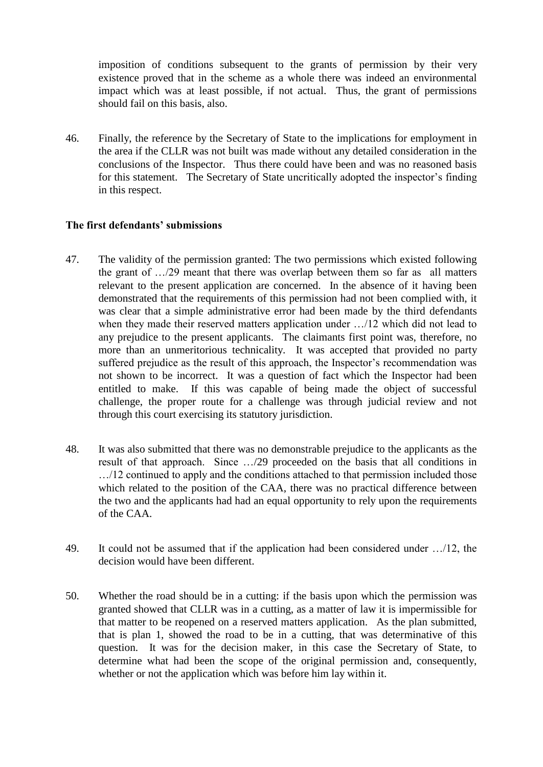imposition of conditions subsequent to the grants of permission by their very existence proved that in the scheme as a whole there was indeed an environmental impact which was at least possible, if not actual. Thus, the grant of permissions should fail on this basis, also.

46. Finally, the reference by the Secretary of State to the implications for employment in the area if the CLLR was not built was made without any detailed consideration in the conclusions of the Inspector. Thus there could have been and was no reasoned basis for this statement. The Secretary of State uncritically adopted the inspector's finding in this respect.

**The first defendants' submissions**

47. The validity of the permission granted: The two permissions which existed following the grant of …/29 meant that there was overlap between them so far as all matters relevant to the present application are concerned. In the absence of it having been demonstrated that the requirements of this permission had not been complied with, it was clear that a simple administrative error had been made by the third defendants when they made their reserved matters application under …/12 which did not lead to any prejudice to the present applicants. The claimants first point was, therefore, no more than an unmeritorious technicality. It was accepted that provided no party suffered prejudice as the result of this approach, the Inspector's recommendation was not shown to be incorrect. It was a question of fact which the Inspector had been entitled to make. If this was capable of being made the object of successful challenge, the proper route for a challenge was through judicial review and not through this court exercising its statutory jurisdiction.

48. It was also submitted that there was no demonstrable prejudice to the applicants as the result of that approach. Since …/29 proceeded on the basis that all conditions in …/12 continued to apply and the conditions attached to that permission included those which related to the position of the CAA, there was no practical difference between the two and the applicants had had an equal opportunity to rely upon the requirements of the CAA.

49. It could not be assumed that if the application had been considered under …/12, the decision would have been different.

50. Whether the road should be in a cutting: if the basis upon which the permission was granted showed that CLLR was in a cutting, as a matter of law it is impermissible for that matter to be reopened on a reserved matters application. As the plan submitted, that is plan 1, showed the road to be in a cutting, that was determinative of this question. It was for the decision maker, in this case the Secretary of State, to determine what had been the scope of the original permission and, consequently, whether or not the application which was before him lay within it.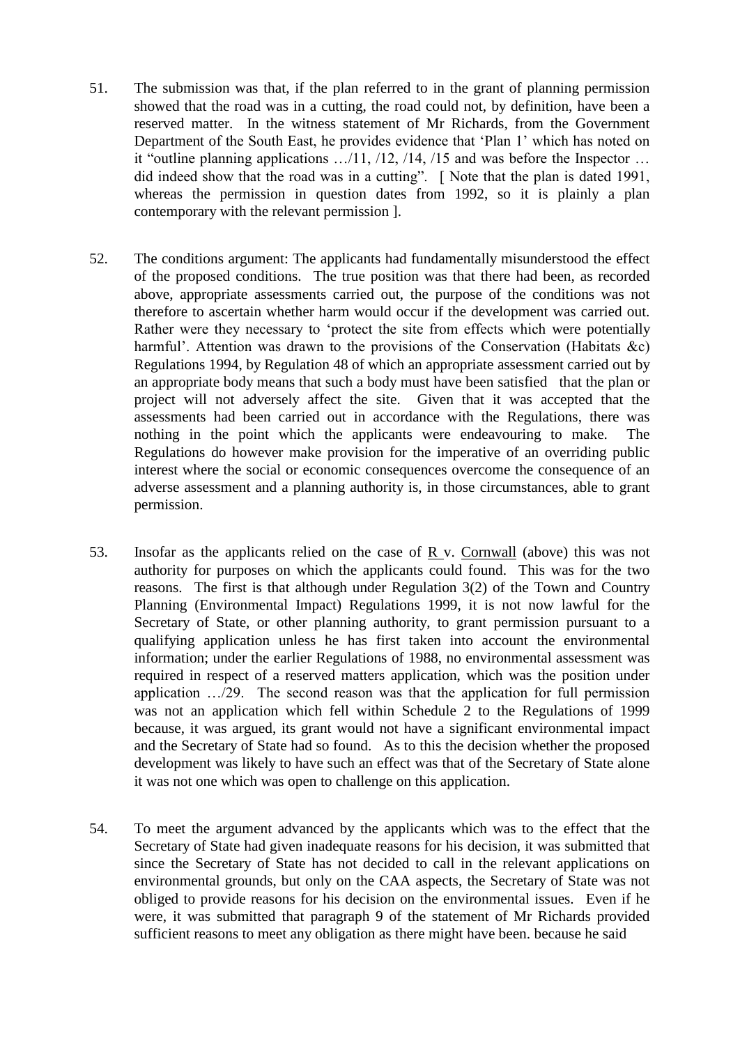51. The submission was that, if the plan referred to in the grant of planning permission showed that the road was in a cutting, the road could not, by definition, have been a reserved matter. In the witness statement of Mr Richards, from the Government Department of the South East, he provides evidence that 'Plan 1' which has noted on it "outline planning applications …/11, /12, /14, /15 and was before the Inspector … did indeed show that the road was in a cutting". [ Note that the plan is dated 1991, whereas the permission in question dates from 1992, so it is plainly a plan contemporary with the relevant permission ].

52. The conditions argument: The applicants had fundamentally misunderstood the effect of the proposed conditions. The true position was that there had been, as recorded above, appropriate assessments carried out, the purpose of the conditions was not therefore to ascertain whether harm would occur if the development was carried out. Rather were they necessary to 'protect the site from effects which were potentially harmful'. Attention was drawn to the provisions of the Conservation (Habitats &c) Regulations 1994, by Regulation 48 of which an appropriate assessment carried out by an appropriate body means that such a body must have been satisfied that the plan or project will not adversely affect the site. Given that it was accepted that the assessments had been carried out in accordance with the Regulations, there was nothing in the point which the applicants were endeavouring to make. The Regulations do however make provision for the imperative of an overriding public interest where the social or economic consequences overcome the consequence of an adverse assessment and a planning authority is, in those circumstances, able to grant permission.

53. Insofar as the applicants relied on the case of R v. Cornwall (above) this was not authority for purposes on which the applicants could found. This was for the two reasons. The first is that although under Regulation 3(2) of the Town and Country Planning (Environmental Impact) Regulations 1999, it is not now lawful for the Secretary of State, or other planning authority, to grant permission pursuant to a qualifying application unless he has first taken into account the environmental information; under the earlier Regulations of 1988, no environmental assessment was required in respect of a reserved matters application, which was the position under application …/29. The second reason was that the application for full permission was not an application which fell within Schedule 2 to the Regulations of 1999 because, it was argued, its grant would not have a significant environmental impact and the Secretary of State had so found. As to this the decision whether the proposed development was likely to have such an effect was that of the Secretary of State alone it was not one which was open to challenge on this application.

54. To meet the argument advanced by the applicants which was to the effect that the Secretary of State had given inadequate reasons for his decision, it was submitted that since the Secretary of State has not decided to call in the relevant applications on environmental grounds, but only on the CAA aspects, the Secretary of State was not obliged to provide reasons for his decision on the environmental issues. Even if he were, it was submitted that paragraph 9 of the statement of Mr Richards provided sufficient reasons to meet any obligation as there might have been. because he said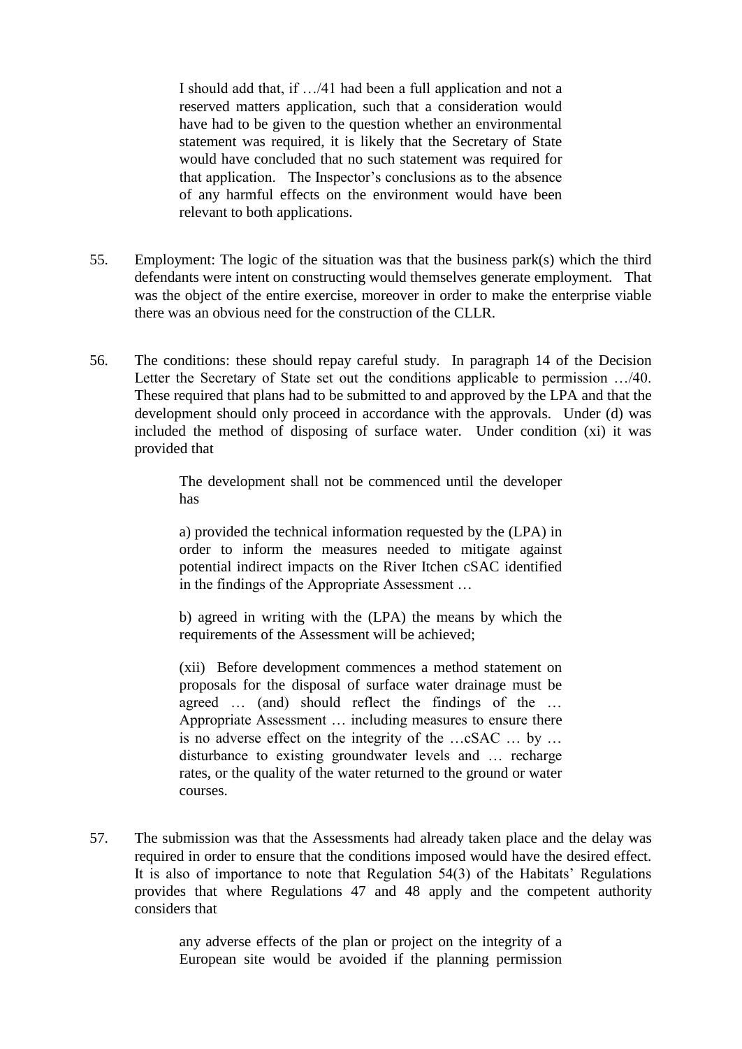> I should add that, if …/41 had been a full application and not a reserved matters application, such that a consideration would have had to be given to the question whether an environmental statement was required, it is likely that the Secretary of State would have concluded that no such statement was required for that application. The Inspector's conclusions as to the absence of any harmful effects on the environment would have been relevant to both applications.

55. Employment: The logic of the situation was that the business park(s) which the third defendants were intent on constructing would themselves generate employment. That was the object of the entire exercise, moreover in order to make the enterprise viable there was an obvious need for the construction of the CLLR.

56. The conditions: these should repay careful study. In paragraph 14 of the Decision Letter the Secretary of State set out the conditions applicable to permission …/40. These required that plans had to be submitted to and approved by the LPA and that the development should only proceed in accordance with the approvals. Under (d) was included the method of disposing of surface water. Under condition (xi) it was provided that

> The development shall not be commenced until the developer has
>
> a) provided the technical information requested by the (LPA) in order to inform the measures needed to mitigate against potential indirect impacts on the River Itchen cSAC identified in the findings of the Appropriate Assessment …
>
> b) agreed in writing with the (LPA) the means by which the requirements of the Assessment will be achieved;
>
> (xii) Before development commences a method statement on proposals for the disposal of surface water drainage must be agreed … (and) should reflect the findings of the … Appropriate Assessment … including measures to ensure there is no adverse effect on the integrity of the …cSAC … by … disturbance to existing groundwater levels and … recharge rates, or the quality of the water returned to the ground or water courses.

57. The submission was that the Assessments had already taken place and the delay was required in order to ensure that the conditions imposed would have the desired effect. It is also of importance to note that Regulation 54(3) of the Habitats' Regulations provides that where Regulations 47 and 48 apply and the competent authority considers that

> any adverse effects of the plan or project on the integrity of a European site would be avoided if the planning permission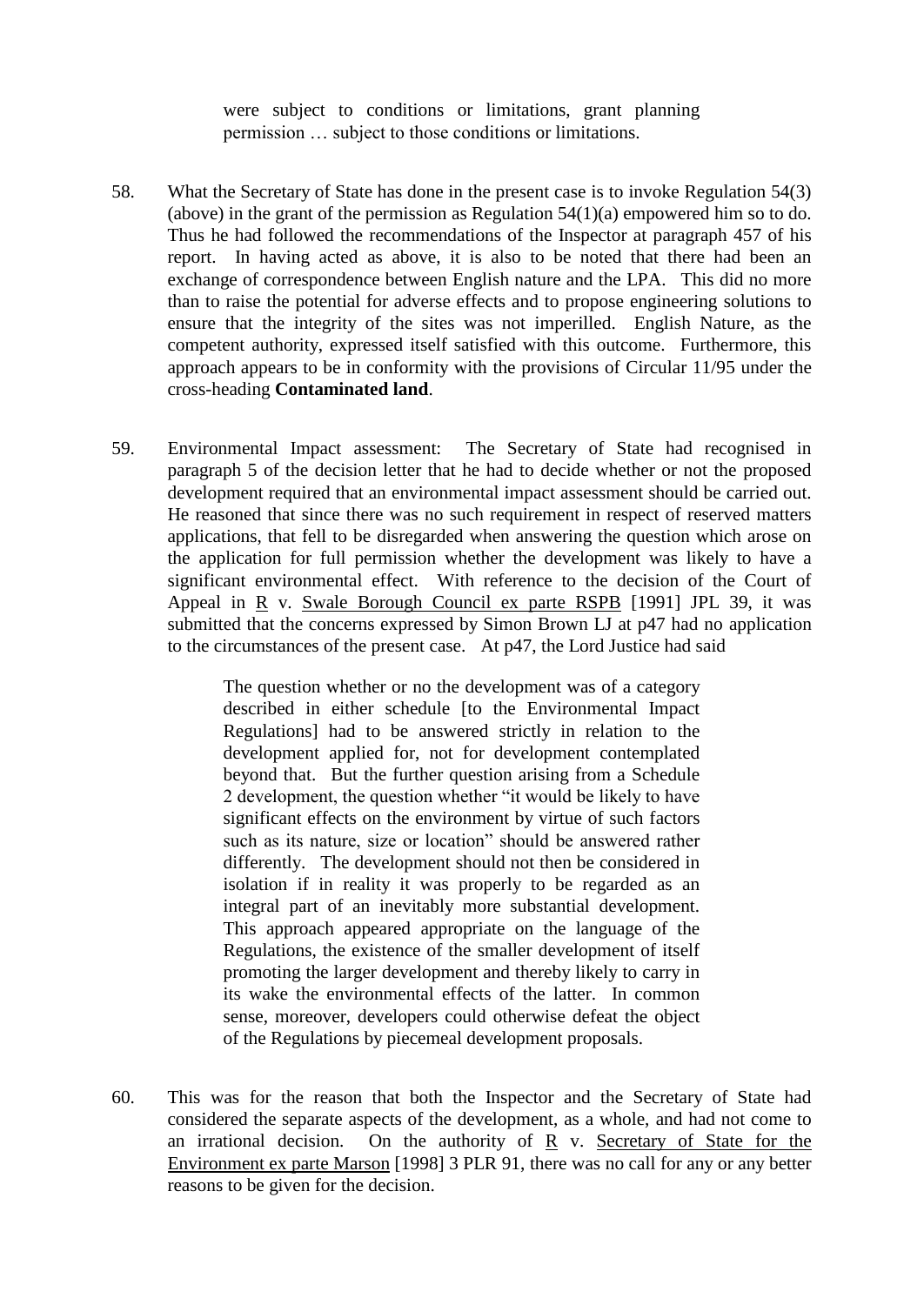> were subject to conditions or limitations, grant planning permission … subject to those conditions or limitations.

58. What the Secretary of State has done in the present case is to invoke Regulation 54(3) (above) in the grant of the permission as Regulation 54(1)(a) empowered him so to do. Thus he had followed the recommendations of the Inspector at paragraph 457 of his report. In having acted as above, it is also to be noted that there had been an exchange of correspondence between English nature and the LPA. This did no more than to raise the potential for adverse effects and to propose engineering solutions to ensure that the integrity of the sites was not imperilled. English Nature, as the competent authority, expressed itself satisfied with this outcome. Furthermore, this approach appears to be in conformity with the provisions of Circular 11/95 under the cross-heading **Contaminated land**.

59. Environmental Impact assessment: The Secretary of State had recognised in paragraph 5 of the decision letter that he had to decide whether or not the proposed development required that an environmental impact assessment should be carried out. He reasoned that since there was no such requirement in respect of reserved matters applications, that fell to be disregarded when answering the question which arose on the application for full permission whether the development was likely to have a significant environmental effect. With reference to the decision of the Court of Appeal in R v. Swale Borough Council ex parte RSPB [1991] JPL 39, it was submitted that the concerns expressed by Simon Brown LJ at p47 had no application to the circumstances of the present case. At p47, the Lord Justice had said

> The question whether or no the development was of a category described in either schedule [to the Environmental Impact Regulations] had to be answered strictly in relation to the development applied for, not for development contemplated beyond that. But the further question arising from a Schedule 2 development, the question whether "it would be likely to have significant effects on the environment by virtue of such factors such as its nature, size or location" should be answered rather differently. The development should not then be considered in isolation if in reality it was properly to be regarded as an integral part of an inevitably more substantial development. This approach appeared appropriate on the language of the Regulations, the existence of the smaller development of itself promoting the larger development and thereby likely to carry in its wake the environmental effects of the latter. In common sense, moreover, developers could otherwise defeat the object of the Regulations by piecemeal development proposals.

60. This was for the reason that both the Inspector and the Secretary of State had considered the separate aspects of the development, as a whole, and had not come to an irrational decision. On the authority of R v. Secretary of State for the Environment ex parte Marson [1998] 3 PLR 91, there was no call for any or any better reasons to be given for the decision.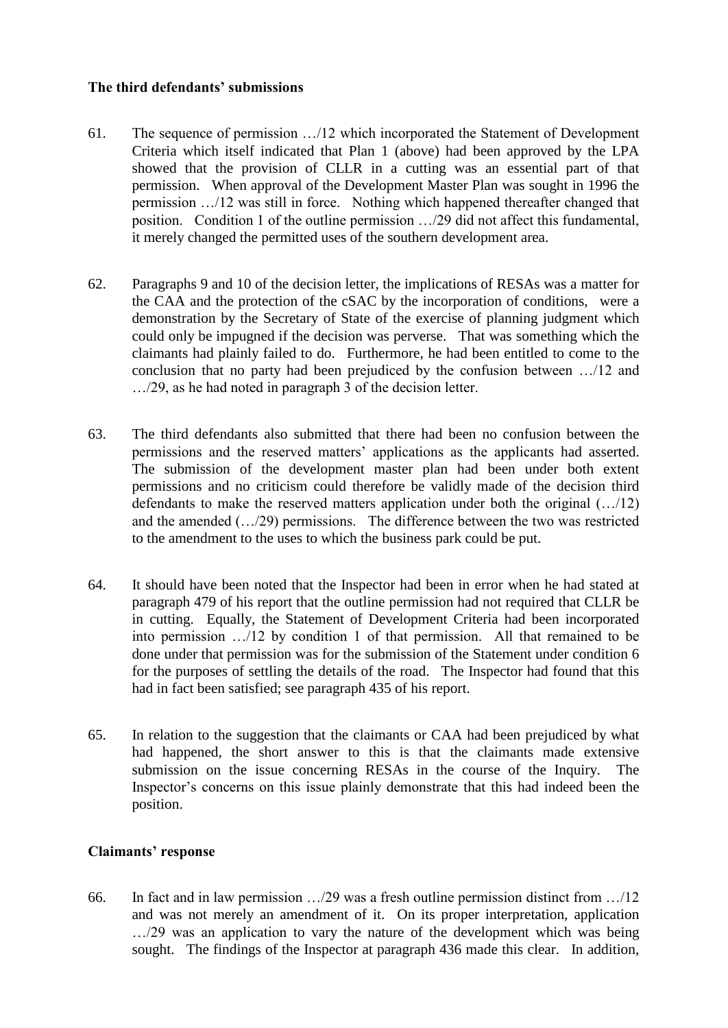**The third defendants' submissions**

61. The sequence of permission …/12 which incorporated the Statement of Development Criteria which itself indicated that Plan 1 (above) had been approved by the LPA showed that the provision of CLLR in a cutting was an essential part of that permission. When approval of the Development Master Plan was sought in 1996 the permission …/12 was still in force. Nothing which happened thereafter changed that position. Condition 1 of the outline permission …/29 did not affect this fundamental, it merely changed the permitted uses of the southern development area.

62. Paragraphs 9 and 10 of the decision letter, the implications of RESAs was a matter for the CAA and the protection of the cSAC by the incorporation of conditions, were a demonstration by the Secretary of State of the exercise of planning judgment which could only be impugned if the decision was perverse. That was something which the claimants had plainly failed to do. Furthermore, he had been entitled to come to the conclusion that no party had been prejudiced by the confusion between …/12 and …/29, as he had noted in paragraph 3 of the decision letter.

63. The third defendants also submitted that there had been no confusion between the permissions and the reserved matters' applications as the applicants had asserted. The submission of the development master plan had been under both extent permissions and no criticism could therefore be validly made of the decision third defendants to make the reserved matters application under both the original (…/12) and the amended (…/29) permissions. The difference between the two was restricted to the amendment to the uses to which the business park could be put.

64. It should have been noted that the Inspector had been in error when he had stated at paragraph 479 of his report that the outline permission had not required that CLLR be in cutting. Equally, the Statement of Development Criteria had been incorporated into permission …/12 by condition 1 of that permission. All that remained to be done under that permission was for the submission of the Statement under condition 6 for the purposes of settling the details of the road. The Inspector had found that this had in fact been satisfied; see paragraph 435 of his report.

65. In relation to the suggestion that the claimants or CAA had been prejudiced by what had happened, the short answer to this is that the claimants made extensive submission on the issue concerning RESAs in the course of the Inquiry. The Inspector's concerns on this issue plainly demonstrate that this had indeed been the position.

**Claimants' response**

66. In fact and in law permission …/29 was a fresh outline permission distinct from …/12 and was not merely an amendment of it. On its proper interpretation, application …/29 was an application to vary the nature of the development which was being sought. The findings of the Inspector at paragraph 436 made this clear. In addition,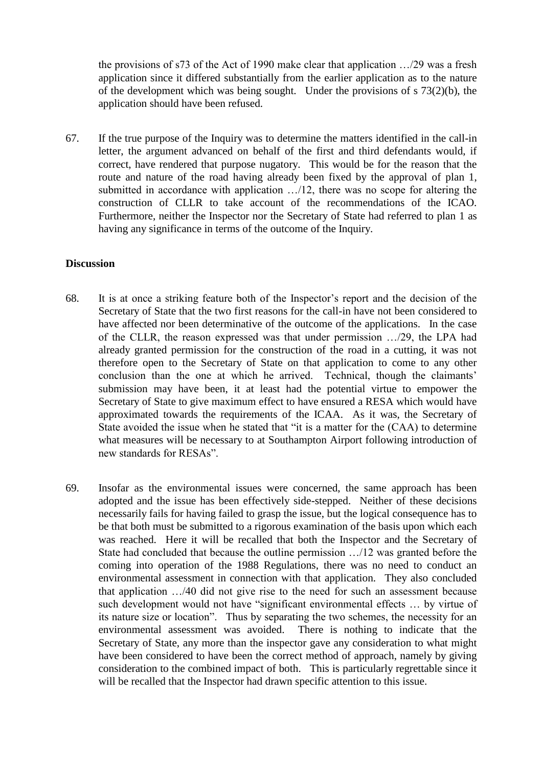the provisions of s73 of the Act of 1990 make clear that application …/29 was a fresh application since it differed substantially from the earlier application as to the nature of the development which was being sought. Under the provisions of s 73(2)(b), the application should have been refused.

67. If the true purpose of the Inquiry was to determine the matters identified in the call-in letter, the argument advanced on behalf of the first and third defendants would, if correct, have rendered that purpose nugatory. This would be for the reason that the route and nature of the road having already been fixed by the approval of plan 1, submitted in accordance with application …/12, there was no scope for altering the construction of CLLR to take account of the recommendations of the ICAO. Furthermore, neither the Inspector nor the Secretary of State had referred to plan 1 as having any significance in terms of the outcome of the Inquiry.

**Discussion**

68. It is at once a striking feature both of the Inspector's report and the decision of the Secretary of State that the two first reasons for the call-in have not been considered to have affected nor been determinative of the outcome of the applications. In the case of the CLLR, the reason expressed was that under permission …/29, the LPA had already granted permission for the construction of the road in a cutting, it was not therefore open to the Secretary of State on that application to come to any other conclusion than the one at which he arrived. Technical, though the claimants' submission may have been, it at least had the potential virtue to empower the Secretary of State to give maximum effect to have ensured a RESA which would have approximated towards the requirements of the ICAA. As it was, the Secretary of State avoided the issue when he stated that "it is a matter for the (CAA) to determine what measures will be necessary to at Southampton Airport following introduction of new standards for RESAs".

69. Insofar as the environmental issues were concerned, the same approach has been adopted and the issue has been effectively side-stepped. Neither of these decisions necessarily fails for having failed to grasp the issue, but the logical consequence has to be that both must be submitted to a rigorous examination of the basis upon which each was reached. Here it will be recalled that both the Inspector and the Secretary of State had concluded that because the outline permission …/12 was granted before the coming into operation of the 1988 Regulations, there was no need to conduct an environmental assessment in connection with that application. They also concluded that application …/40 did not give rise to the need for such an assessment because such development would not have "significant environmental effects … by virtue of its nature size or location". Thus by separating the two schemes, the necessity for an environmental assessment was avoided. There is nothing to indicate that the Secretary of State, any more than the inspector gave any consideration to what might have been considered to have been the correct method of approach, namely by giving consideration to the combined impact of both. This is particularly regrettable since it will be recalled that the Inspector had drawn specific attention to this issue.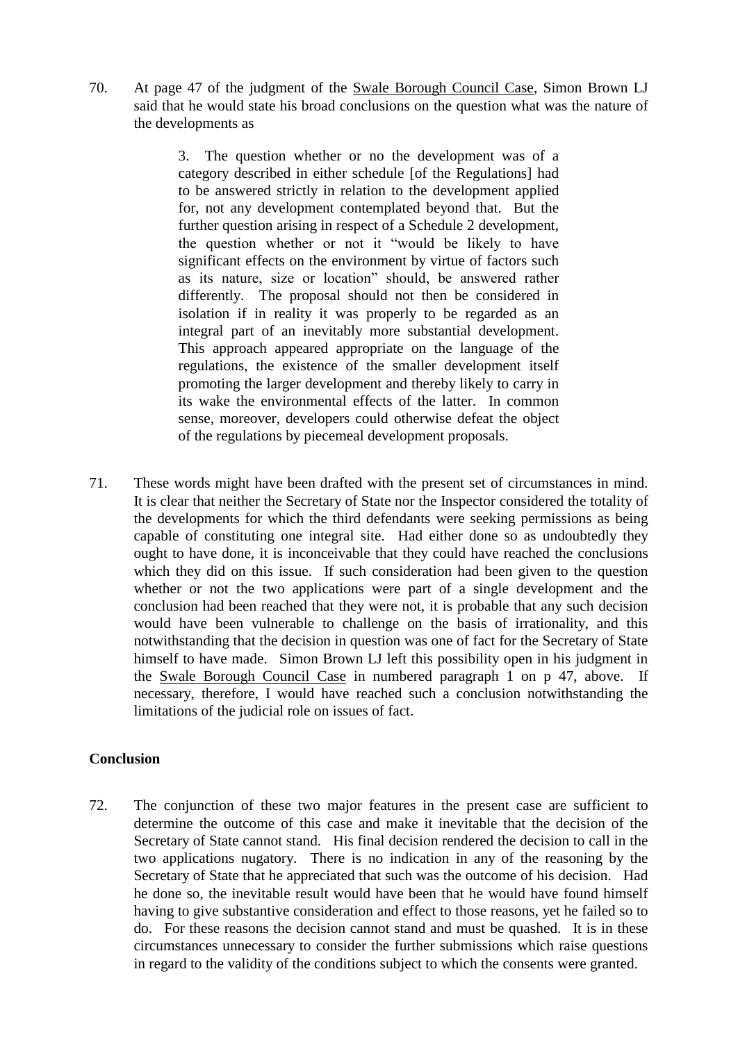70. At page 47 of the judgment of the Swale Borough Council Case, Simon Brown LJ said that he would state his broad conclusions on the question what was the nature of the developments as

> 3. The question whether or no the development was of a category described in either schedule [of the Regulations] had to be answered strictly in relation to the development applied for, not any development contemplated beyond that. But the further question arising in respect of a Schedule 2 development, the question whether or not it "would be likely to have significant effects on the environment by virtue of factors such as its nature, size or location" should, be answered rather differently. The proposal should not then be considered in isolation if in reality it was properly to be regarded as an integral part of an inevitably more substantial development. This approach appeared appropriate on the language of the regulations, the existence of the smaller development itself promoting the larger development and thereby likely to carry in its wake the environmental effects of the latter. In common sense, moreover, developers could otherwise defeat the object of the regulations by piecemeal development proposals.

71. These words might have been drafted with the present set of circumstances in mind. It is clear that neither the Secretary of State nor the Inspector considered the totality of the developments for which the third defendants were seeking permissions as being capable of constituting one integral site. Had either done so as undoubtedly they ought to have done, it is inconceivable that they could have reached the conclusions which they did on this issue. If such consideration had been given to the question whether or not the two applications were part of a single development and the conclusion had been reached that they were not, it is probable that any such decision would have been vulnerable to challenge on the basis of irrationality, and this notwithstanding that the decision in question was one of fact for the Secretary of State himself to have made. Simon Brown LJ left this possibility open in his judgment in the Swale Borough Council Case in numbered paragraph 1 on p 47, above. If necessary, therefore, I would have reached such a conclusion notwithstanding the limitations of the judicial role on issues of fact.

**Conclusion**

72. The conjunction of these two major features in the present case are sufficient to determine the outcome of this case and make it inevitable that the decision of the Secretary of State cannot stand. His final decision rendered the decision to call in the two applications nugatory. There is no indication in any of the reasoning by the Secretary of State that he appreciated that such was the outcome of his decision. Had he done so, the inevitable result would have been that he would have found himself having to give substantive consideration and effect to those reasons, yet he failed so to do. For these reasons the decision cannot stand and must be quashed. It is in these circumstances unnecessary to consider the further submissions which raise questions in regard to the validity of the conditions subject to which the consents were granted.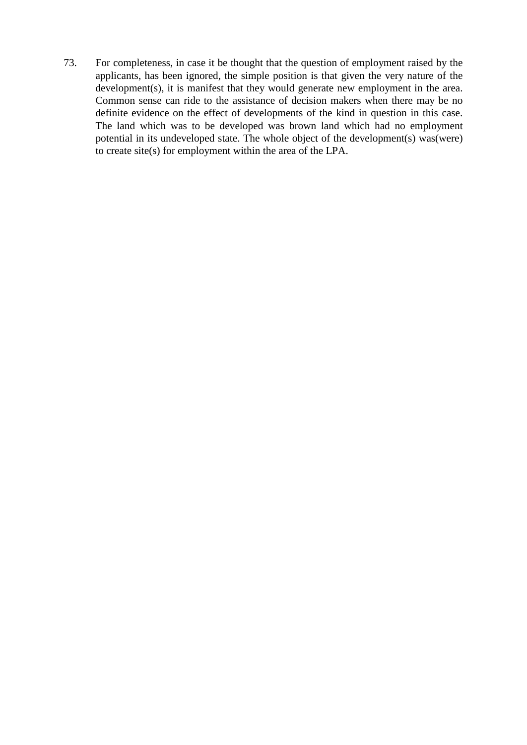73. For completeness, in case it be thought that the question of employment raised by the applicants, has been ignored, the simple position is that given the very nature of the development(s), it is manifest that they would generate new employment in the area. Common sense can ride to the assistance of decision makers when there may be no definite evidence on the effect of developments of the kind in question in this case. The land which was to be developed was brown land which had no employment potential in its undeveloped state. The whole object of the development(s) was(were) to create site(s) for employment within the area of the LPA.